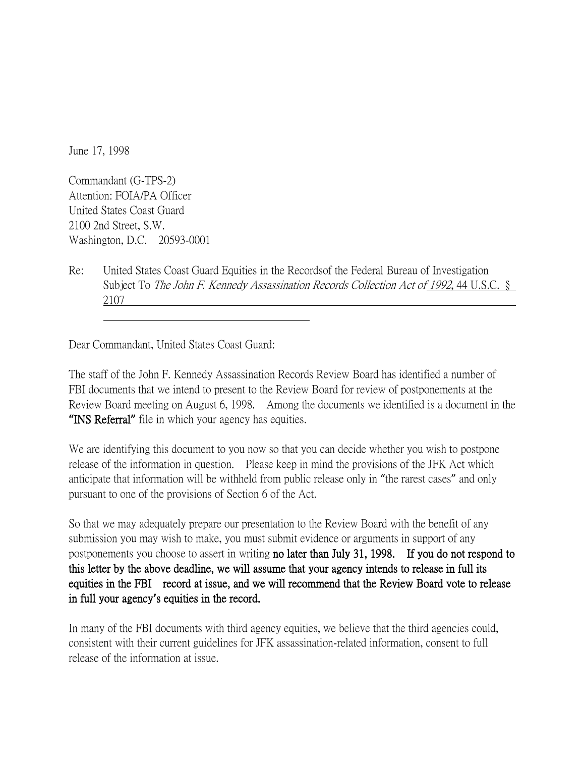June 17, 1998

Commandant (G-TPS-2)
Attention: FOIA/PA Officer
United States Coast Guard
2100 2nd Street, S.W.
Washington, D.C. 20593-0001

Re: United States Coast Guard Equities in the Recordsof the Federal Bureau of Investigation Subject To *The John F. Kennedy Assassination Records Collection Act of 1992*, 44 U.S.C. § 2107

Dear Commandant, United States Coast Guard:

The staff of the John F. Kennedy Assassination Records Review Board has identified a number of FBI documents that we intend to present to the Review Board for review of postponements at the Review Board meeting on August 6, 1998. Among the documents we identified is a document in the **"INS Referral"** file in which your agency has equities.

We are identifying this document to you now so that you can decide whether you wish to postpone release of the information in question. Please keep in mind the provisions of the JFK Act which anticipate that information will be withheld from public release only in "the rarest cases" and only pursuant to one of the provisions of Section 6 of the Act.

So that we may adequately prepare our presentation to the Review Board with the benefit of any submission you may wish to make, you must submit evidence or arguments in support of any postponements you choose to assert in writing **no later than July 31, 1998. If you do not respond to this letter by the above deadline, we will assume that your agency intends to release in full its equities in the FBI record at issue, and we will recommend that the Review Board vote to release in full your agency's equities in the record.**

In many of the FBI documents with third agency equities, we believe that the third agencies could, consistent with their current guidelines for JFK assassination-related information, consent to full release of the information at issue.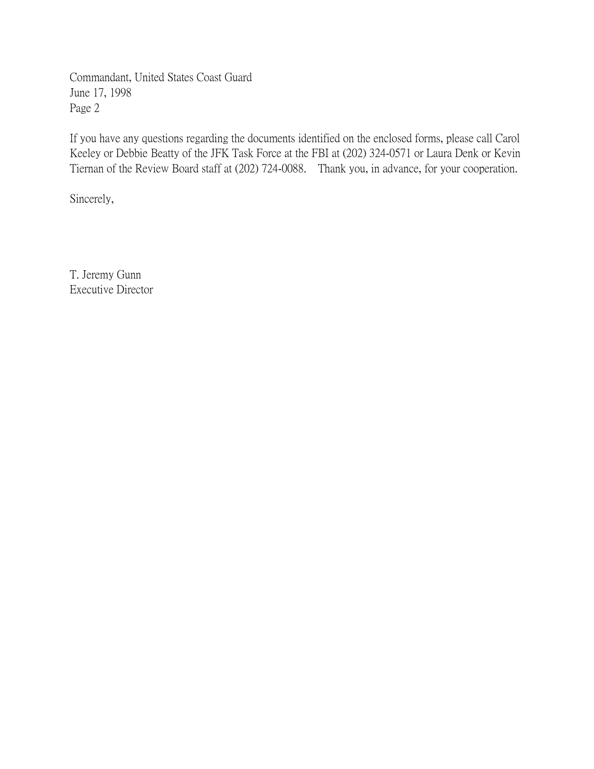Commandant, United States Coast Guard
June 17, 1998
Page 2

If you have any questions regarding the documents identified on the enclosed forms, please call Carol Keeley or Debbie Beatty of the JFK Task Force at the FBI at (202) 324-0571 or Laura Denk or Kevin Tiernan of the Review Board staff at (202) 724-0088. Thank you, in advance, for your cooperation.

Sincerely,

T. Jeremy Gunn
Executive Director